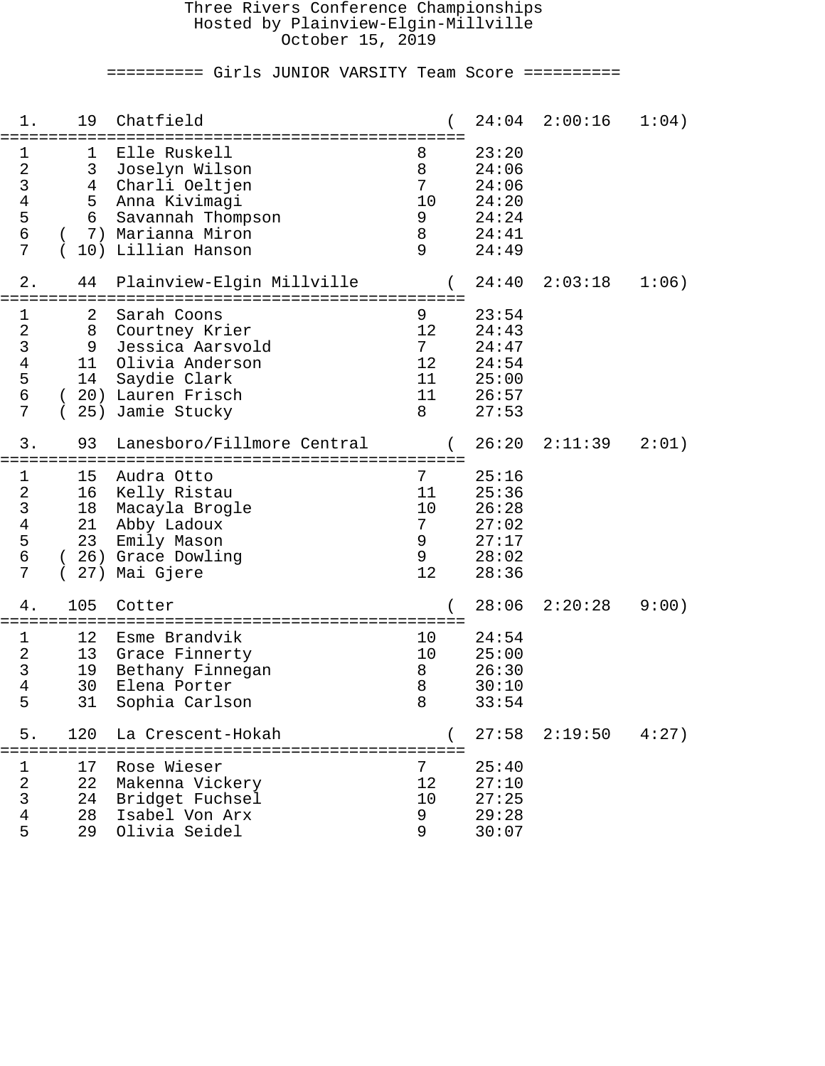Three Rivers Conference Championships
Hosted by Plainview-Elgin-Millville
October 15, 2019

## Girls JUNIOR VARSITY Team Score

### 1. 19 Chatfield ( 24:04 2:00:16 1:04)

| | Place | Name | Yr | Time |
|---|---|---|---|---|
| 1 | 1 | Elle Ruskell | 8 | 23:20 |
| 2 | 3 | Joselyn Wilson | 8 | 24:06 |
| 3 | 4 | Charli Oeltjen | 7 | 24:06 |
| 4 | 5 | Anna Kivimagi | 10 | 24:20 |
| 5 | 6 | Savannah Thompson | 9 | 24:24 |
| 6 | ( 7) | Marianna Miron | 8 | 24:41 |
| 7 | ( 10) | Lillian Hanson | 9 | 24:49 |

### 2. 44 Plainview-Elgin Millville ( 24:40 2:03:18 1:06)

| | Place | Name | Yr | Time |
|---|---|---|---|---|
| 1 | 2 | Sarah Coons | 9 | 23:54 |
| 2 | 8 | Courtney Krier | 12 | 24:43 |
| 3 | 9 | Jessica Aarsvold | 7 | 24:47 |
| 4 | 11 | Olivia Anderson | 12 | 24:54 |
| 5 | 14 | Saydie Clark | 11 | 25:00 |
| 6 | ( 20) | Lauren Frisch | 11 | 26:57 |
| 7 | ( 25) | Jamie Stucky | 8 | 27:53 |

### 3. 93 Lanesboro/Fillmore Central ( 26:20 2:11:39 2:01)

| | Place | Name | Yr | Time |
|---|---|---|---|---|
| 1 | 15 | Audra Otto | 7 | 25:16 |
| 2 | 16 | Kelly Ristau | 11 | 25:36 |
| 3 | 18 | Macayla Brogle | 10 | 26:28 |
| 4 | 21 | Abby Ladoux | 7 | 27:02 |
| 5 | 23 | Emily Mason | 9 | 27:17 |
| 6 | ( 26) | Grace Dowling | 9 | 28:02 |
| 7 | ( 27) | Mai Gjere | 12 | 28:36 |

### 4. 105 Cotter ( 28:06 2:20:28 9:00)

| | Place | Name | Yr | Time |
|---|---|---|---|---|
| 1 | 12 | Esme Brandvik | 10 | 24:54 |
| 2 | 13 | Grace Finnerty | 10 | 25:00 |
| 3 | 19 | Bethany Finnegan | 8 | 26:30 |
| 4 | 30 | Elena Porter | 8 | 30:10 |
| 5 | 31 | Sophia Carlson | 8 | 33:54 |

### 5. 120 La Crescent-Hokah ( 27:58 2:19:50 4:27)

| | Place | Name | Yr | Time |
|---|---|---|---|---|
| 1 | 17 | Rose Wieser | 7 | 25:40 |
| 2 | 22 | Makenna Vickery | 12 | 27:10 |
| 3 | 24 | Bridget Fuchsel | 10 | 27:25 |
| 4 | 28 | Isabel Von Arx | 9 | 29:28 |
| 5 | 29 | Olivia Seidel | 9 | 30:07 |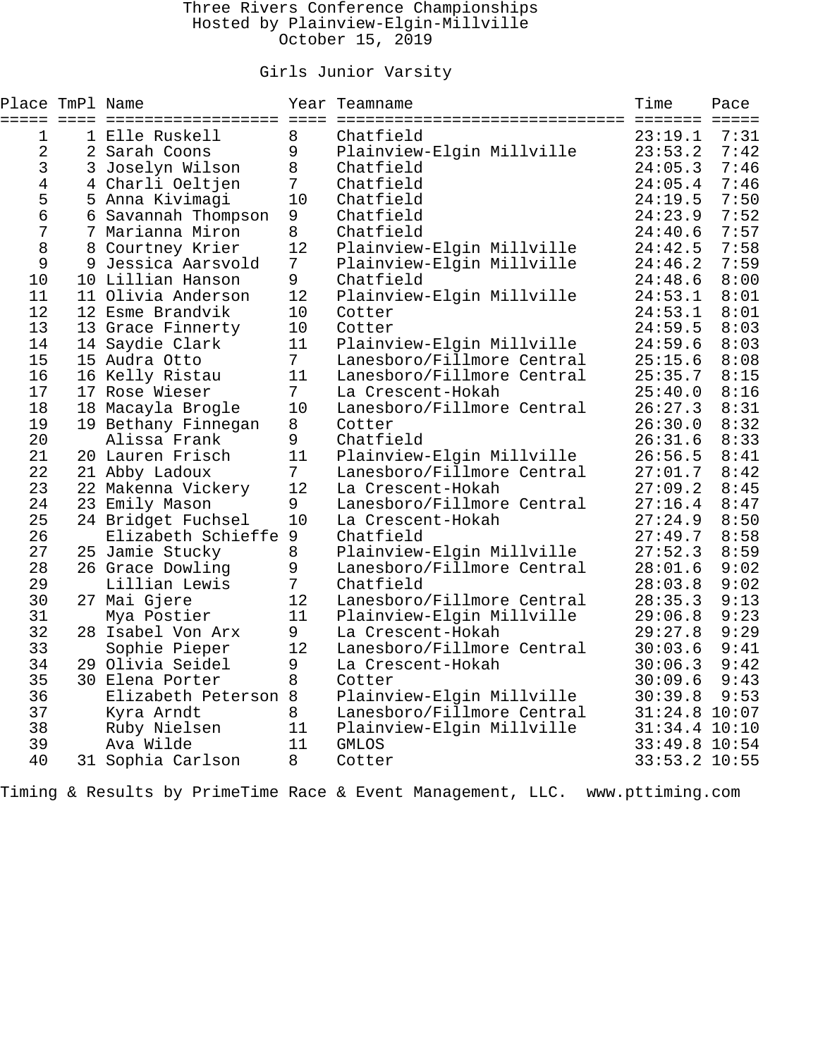Three Rivers Conference Championships
Hosted by Plainview-Elgin-Millville
October 15, 2019

## Girls Junior Varsity

| Place | TmPl | Name | Year | Teamname | Time | Pace |
|---|---|---|---|---|---|---|
| 1 | 1 | Elle Ruskell | 8 | Chatfield | 23:19.1 | 7:31 |
| 2 | 2 | Sarah Coons | 9 | Plainview-Elgin Millville | 23:53.2 | 7:42 |
| 3 | 3 | Joselyn Wilson | 8 | Chatfield | 24:05.3 | 7:46 |
| 4 | 4 | Charli Oeltjen | 7 | Chatfield | 24:05.4 | 7:46 |
| 5 | 5 | Anna Kivimagi | 10 | Chatfield | 24:19.5 | 7:50 |
| 6 | 6 | Savannah Thompson | 9 | Chatfield | 24:23.9 | 7:52 |
| 7 | 7 | Marianna Miron | 8 | Chatfield | 24:40.6 | 7:57 |
| 8 | 8 | Courtney Krier | 12 | Plainview-Elgin Millville | 24:42.5 | 7:58 |
| 9 | 9 | Jessica Aarsvold | 7 | Plainview-Elgin Millville | 24:46.2 | 7:59 |
| 10 | 10 | Lillian Hanson | 9 | Chatfield | 24:48.6 | 8:00 |
| 11 | 11 | Olivia Anderson | 12 | Plainview-Elgin Millville | 24:53.1 | 8:01 |
| 12 | 12 | Esme Brandvik | 10 | Cotter | 24:53.1 | 8:01 |
| 13 | 13 | Grace Finnerty | 10 | Cotter | 24:59.5 | 8:03 |
| 14 | 14 | Saydie Clark | 11 | Plainview-Elgin Millville | 24:59.6 | 8:03 |
| 15 | 15 | Audra Otto | 7 | Lanesboro/Fillmore Central | 25:15.6 | 8:08 |
| 16 | 16 | Kelly Ristau | 11 | Lanesboro/Fillmore Central | 25:35.7 | 8:15 |
| 17 | 17 | Rose Wieser | 7 | La Crescent-Hokah | 25:40.0 | 8:16 |
| 18 | 18 | Macayla Brogle | 10 | Lanesboro/Fillmore Central | 26:27.3 | 8:31 |
| 19 | 19 | Bethany Finnegan | 8 | Cotter | 26:30.0 | 8:32 |
| 20 | | Alissa Frank | 9 | Chatfield | 26:31.6 | 8:33 |
| 21 | 20 | Lauren Frisch | 11 | Plainview-Elgin Millville | 26:56.5 | 8:41 |
| 22 | 21 | Abby Ladoux | 7 | Lanesboro/Fillmore Central | 27:01.7 | 8:42 |
| 23 | 22 | Makenna Vickery | 12 | La Crescent-Hokah | 27:09.2 | 8:45 |
| 24 | 23 | Emily Mason | 9 | Lanesboro/Fillmore Central | 27:16.4 | 8:47 |
| 25 | 24 | Bridget Fuchsel | 10 | La Crescent-Hokah | 27:24.9 | 8:50 |
| 26 | | Elizabeth Schieffe | 9 | Chatfield | 27:49.7 | 8:58 |
| 27 | 25 | Jamie Stucky | 8 | Plainview-Elgin Millville | 27:52.3 | 8:59 |
| 28 | 26 | Grace Dowling | 9 | Lanesboro/Fillmore Central | 28:01.6 | 9:02 |
| 29 | | Lillian Lewis | 7 | Chatfield | 28:03.8 | 9:02 |
| 30 | 27 | Mai Gjere | 12 | Lanesboro/Fillmore Central | 28:35.3 | 9:13 |
| 31 | | Mya Postier | 11 | Plainview-Elgin Millville | 29:06.8 | 9:23 |
| 32 | 28 | Isabel Von Arx | 9 | La Crescent-Hokah | 29:27.8 | 9:29 |
| 33 | | Sophie Pieper | 12 | Lanesboro/Fillmore Central | 30:03.6 | 9:41 |
| 34 | 29 | Olivia Seidel | 9 | La Crescent-Hokah | 30:06.3 | 9:42 |
| 35 | 30 | Elena Porter | 8 | Cotter | 30:09.6 | 9:43 |
| 36 | | Elizabeth Peterson | 8 | Plainview-Elgin Millville | 30:39.8 | 9:53 |
| 37 | | Kyra Arndt | 8 | Lanesboro/Fillmore Central | 31:24.8 | 10:07 |
| 38 | | Ruby Nielsen | 11 | Plainview-Elgin Millville | 31:34.4 | 10:10 |
| 39 | | Ava Wilde | 11 | GMLOS | 33:49.8 | 10:54 |
| 40 | 31 | Sophia Carlson | 8 | Cotter | 33:53.2 | 10:55 |

Timing & Results by PrimeTime Race & Event Management, LLC. www.pttiming.com